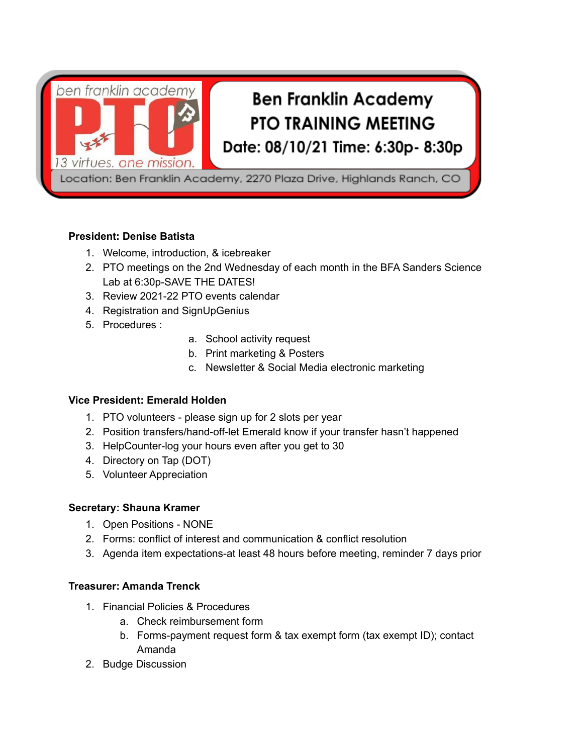ben franklin academy PTO

13 virtues. one mission.

# Ben Franklin Academy PTO TRAINING MEETING

**Date: 08/10/21 Time: 6:30p- 8:30p**

Location: Ben Franklin Academy, 2270 Plaza Drive, Highlands Ranch, CO

**President: Denise Batista**

1. Welcome, introduction, & icebreaker
2. PTO meetings on the 2nd Wednesday of each month in the BFA Sanders Science Lab at 6:30p-SAVE THE DATES!
3. Review 2021-22 PTO events calendar
4. Registration and SignUpGenius
5. Procedures :
    a. School activity request
    b. Print marketing & Posters
    c. Newsletter & Social Media electronic marketing

**Vice President: Emerald Holden**

1. PTO volunteers - please sign up for 2 slots per year
2. Position transfers/hand-off-let Emerald know if your transfer hasn't happened
3. HelpCounter-log your hours even after you get to 30
4. Directory on Tap (DOT)
5. Volunteer Appreciation

**Secretary: Shauna Kramer**

1. Open Positions - NONE
2. Forms: conflict of interest and communication & conflict resolution
3. Agenda item expectations-at least 48 hours before meeting, reminder 7 days prior

**Treasurer: Amanda Trenck**

1. Financial Policies & Procedures
    a. Check reimbursement form
    b. Forms-payment request form & tax exempt form (tax exempt ID); contact Amanda
2. Budge Discussion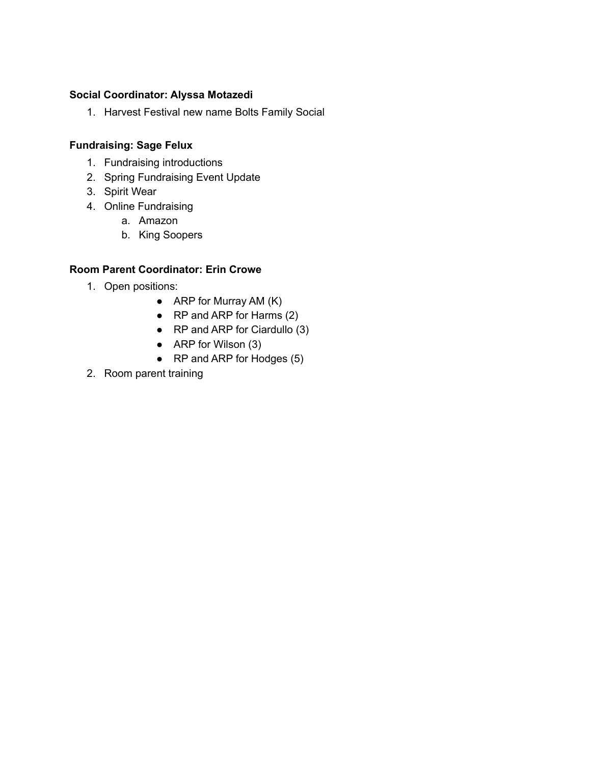**Social Coordinator: Alyssa Motazedi**

1. Harvest Festival new name Bolts Family Social

**Fundraising: Sage Felux**

1. Fundraising introductions
2. Spring Fundraising Event Update
3. Spirit Wear
4. Online Fundraising
   a. Amazon
   b. King Soopers

**Room Parent Coordinator: Erin Crowe**

1. Open positions:
   - ARP for Murray AM (K)
   - RP and ARP for Harms (2)
   - RP and ARP for Ciardullo (3)
   - ARP for Wilson (3)
   - RP and ARP for Hodges (5)
2. Room parent training